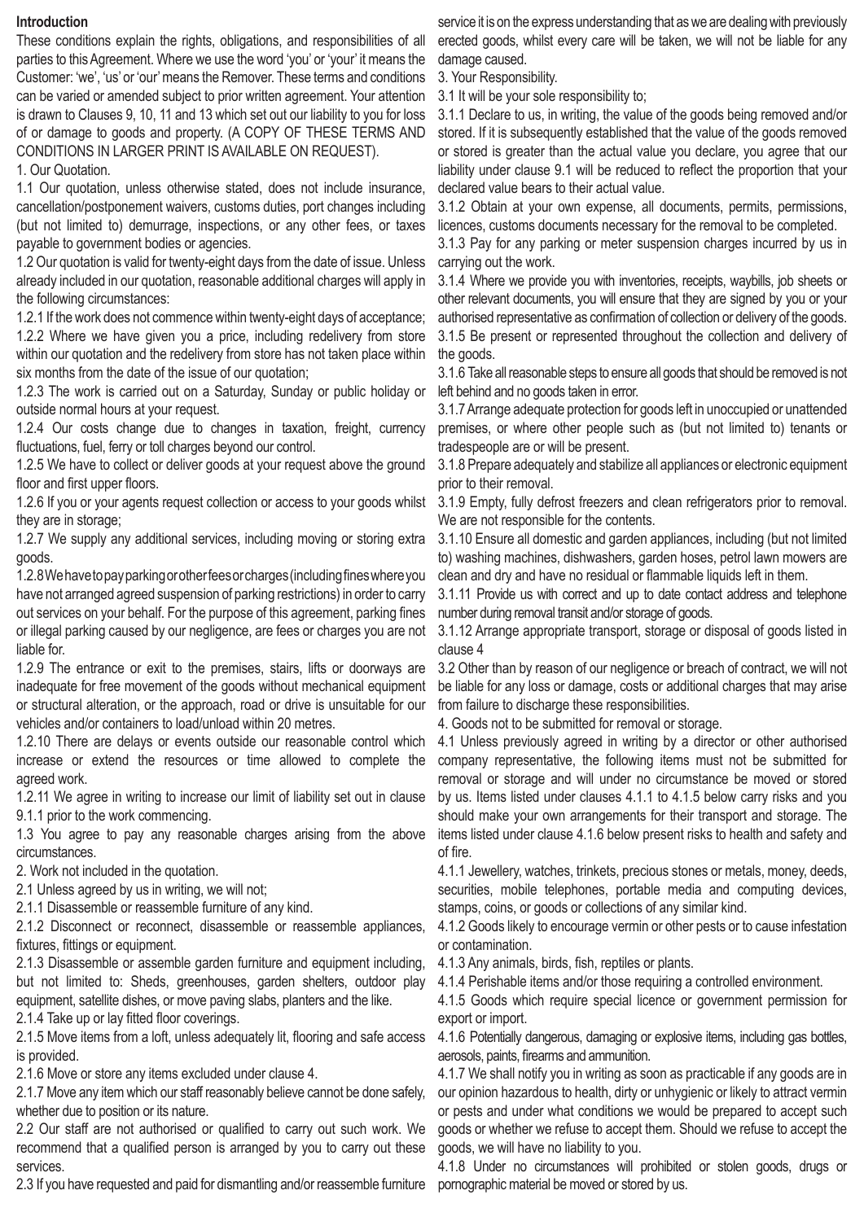**Introduction**

These conditions explain the rights, obligations, and responsibilities of all parties to this Agreement. Where we use the word 'you' or 'your' it means the Customer: 'we', 'us' or 'our' means the Remover. These terms and conditions can be varied or amended subject to prior written agreement. Your attention is drawn to Clauses 9, 10, 11 and 13 which set out our liability to you for loss of or damage to goods and property. (A COPY OF THESE TERMS AND CONDITIONS IN LARGER PRINT IS AVAILABLE ON REQUEST).

1. Our Quotation.

1.1 Our quotation, unless otherwise stated, does not include insurance, cancellation/postponement waivers, customs duties, port changes including (but not limited to) demurrage, inspections, or any other fees, or taxes payable to government bodies or agencies.

1.2 Our quotation is valid for twenty-eight days from the date of issue. Unless already included in our quotation, reasonable additional charges will apply in the following circumstances:

1.2.1 If the work does not commence within twenty-eight days of acceptance;

1.2.2 Where we have given you a price, including redelivery from store within our quotation and the redelivery from store has not taken place within six months from the date of the issue of our quotation;

1.2.3 The work is carried out on a Saturday, Sunday or public holiday or outside normal hours at your request.

1.2.4 Our costs change due to changes in taxation, freight, currency fluctuations, fuel, ferry or toll charges beyond our control.

1.2.5 We have to collect or deliver goods at your request above the ground floor and first upper floors.

1.2.6 If you or your agents request collection or access to your goods whilst they are in storage;

1.2.7 We supply any additional services, including moving or storing extra goods.

1.2.8 We have to pay parking or other fees or charges (including fines where you have not arranged agreed suspension of parking restrictions) in order to carry out services on your behalf. For the purpose of this agreement, parking fines or illegal parking caused by our negligence, are fees or charges you are not liable for.

1.2.9 The entrance or exit to the premises, stairs, lifts or doorways are inadequate for free movement of the goods without mechanical equipment or structural alteration, or the approach, road or drive is unsuitable for our vehicles and/or containers to load/unload within 20 metres.

1.2.10 There are delays or events outside our reasonable control which increase or extend the resources or time allowed to complete the agreed work.

1.2.11 We agree in writing to increase our limit of liability set out in clause 9.1.1 prior to the work commencing.

1.3 You agree to pay any reasonable charges arising from the above circumstances.

2. Work not included in the quotation.

2.1 Unless agreed by us in writing, we will not;

2.1.1 Disassemble or reassemble furniture of any kind.

2.1.2 Disconnect or reconnect, disassemble or reassemble appliances, fixtures, fittings or equipment.

2.1.3 Disassemble or assemble garden furniture and equipment including, but not limited to: Sheds, greenhouses, garden shelters, outdoor play equipment, satellite dishes, or move paving slabs, planters and the like.

2.1.4 Take up or lay fitted floor coverings.

2.1.5 Move items from a loft, unless adequately lit, flooring and safe access is provided.

2.1.6 Move or store any items excluded under clause 4.

2.1.7 Move any item which our staff reasonably believe cannot be done safely, whether due to position or its nature.

2.2 Our staff are not authorised or qualified to carry out such work. We recommend that a qualified person is arranged by you to carry out these services.

2.3 If you have requested and paid for dismantling and/or reassemble furniture service it is on the express understanding that as we are dealing with previously erected goods, whilst every care will be taken, we will not be liable for any damage caused.

3. Your Responsibility.

3.1 It will be your sole responsibility to;

3.1.1 Declare to us, in writing, the value of the goods being removed and/or stored. If it is subsequently established that the value of the goods removed or stored is greater than the actual value you declare, you agree that our liability under clause 9.1 will be reduced to reflect the proportion that your declared value bears to their actual value.

3.1.2 Obtain at your own expense, all documents, permits, permissions, licences, customs documents necessary for the removal to be completed.

3.1.3 Pay for any parking or meter suspension charges incurred by us in carrying out the work.

3.1.4 Where we provide you with inventories, receipts, waybills, job sheets or other relevant documents, you will ensure that they are signed by you or your authorised representative as confirmation of collection or delivery of the goods.

3.1.5 Be present or represented throughout the collection and delivery of the goods.

3.1.6 Take all reasonable steps to ensure all goods that should be removed is not left behind and no goods taken in error.

3.1.7 Arrange adequate protection for goods left in unoccupied or unattended premises, or where other people such as (but not limited to) tenants or tradespeople are or will be present.

3.1.8 Prepare adequately and stabilize all appliances or electronic equipment prior to their removal.

3.1.9 Empty, fully defrost freezers and clean refrigerators prior to removal. We are not responsible for the contents.

3.1.10 Ensure all domestic and garden appliances, including (but not limited to) washing machines, dishwashers, garden hoses, petrol lawn mowers are clean and dry and have no residual or flammable liquids left in them.

3.1.11 Provide us with correct and up to date contact address and telephone number during removal transit and/or storage of goods.

3.1.12 Arrange appropriate transport, storage or disposal of goods listed in clause 4

3.2 Other than by reason of our negligence or breach of contract, we will not be liable for any loss or damage, costs or additional charges that may arise from failure to discharge these responsibilities.

4. Goods not to be submitted for removal or storage.

4.1 Unless previously agreed in writing by a director or other authorised company representative, the following items must not be submitted for removal or storage and will under no circumstance be moved or stored by us. Items listed under clauses 4.1.1 to 4.1.5 below carry risks and you should make your own arrangements for their transport and storage. The items listed under clause 4.1.6 below present risks to health and safety and of fire.

4.1.1 Jewellery, watches, trinkets, precious stones or metals, money, deeds, securities, mobile telephones, portable media and computing devices, stamps, coins, or goods or collections of any similar kind.

4.1.2 Goods likely to encourage vermin or other pests or to cause infestation or contamination.

4.1.3 Any animals, birds, fish, reptiles or plants.

4.1.4 Perishable items and/or those requiring a controlled environment.

4.1.5 Goods which require special licence or government permission for export or import.

4.1.6 Potentially dangerous, damaging or explosive items, including gas bottles, aerosols, paints, firearms and ammunition.

4.1.7 We shall notify you in writing as soon as practicable if any goods are in our opinion hazardous to health, dirty or unhygienic or likely to attract vermin or pests and under what conditions we would be prepared to accept such goods or whether we refuse to accept them. Should we refuse to accept the goods, we will have no liability to you.

4.1.8 Under no circumstances will prohibited or stolen goods, drugs or pornographic material be moved or stored by us.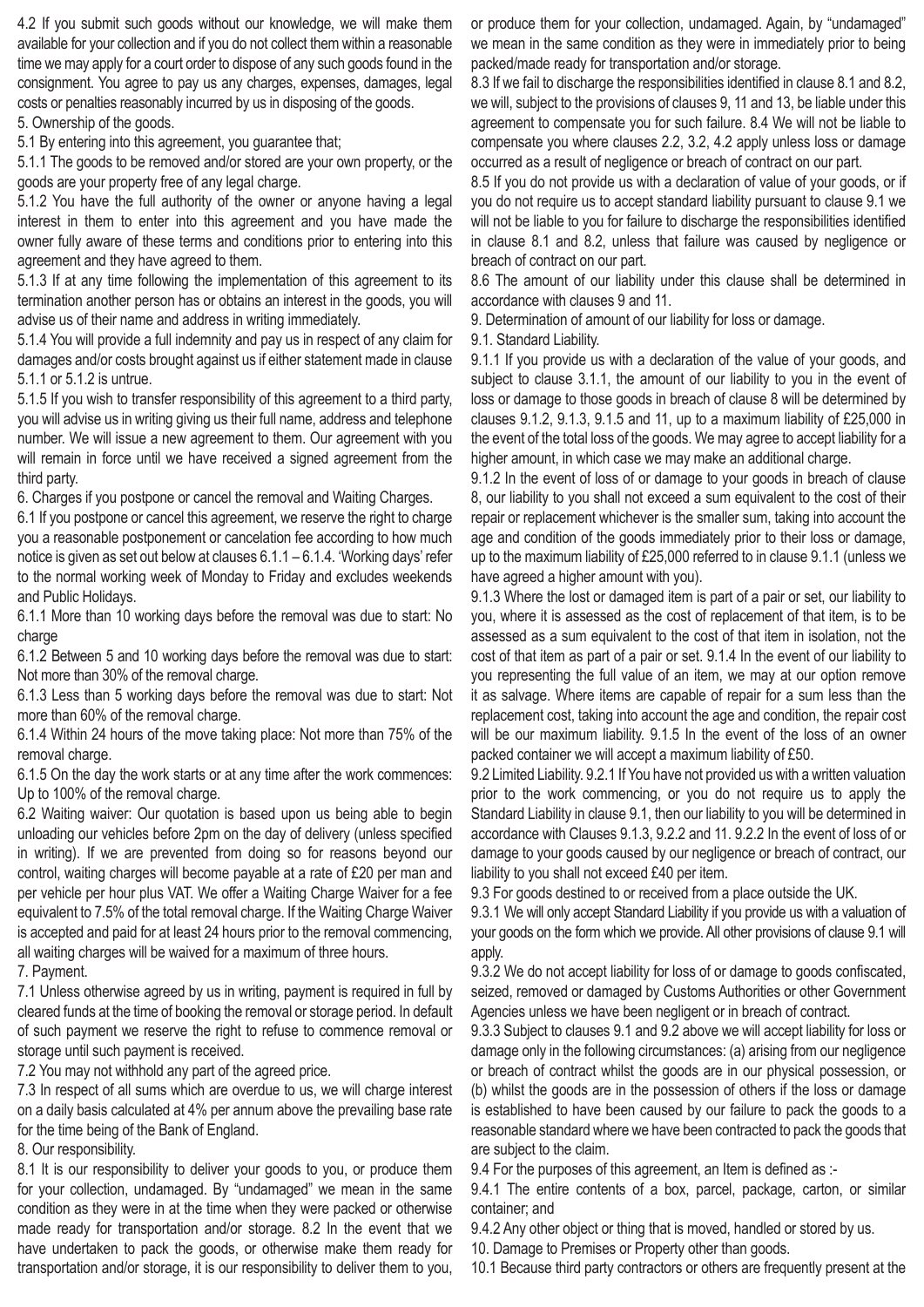4.2 If you submit such goods without our knowledge, we will make them available for your collection and if you do not collect them within a reasonable time we may apply for a court order to dispose of any such goods found in the consignment. You agree to pay us any charges, expenses, damages, legal costs or penalties reasonably incurred by us in disposing of the goods.

5. Ownership of the goods.

5.1 By entering into this agreement, you guarantee that;

5.1.1 The goods to be removed and/or stored are your own property, or the goods are your property free of any legal charge.

5.1.2 You have the full authority of the owner or anyone having a legal interest in them to enter into this agreement and you have made the owner fully aware of these terms and conditions prior to entering into this agreement and they have agreed to them.

5.1.3 If at any time following the implementation of this agreement to its termination another person has or obtains an interest in the goods, you will advise us of their name and address in writing immediately.

5.1.4 You will provide a full indemnity and pay us in respect of any claim for damages and/or costs brought against us if either statement made in clause 5.1.1 or 5.1.2 is untrue.

5.1.5 If you wish to transfer responsibility of this agreement to a third party, you will advise us in writing giving us their full name, address and telephone number. We will issue a new agreement to them. Our agreement with you will remain in force until we have received a signed agreement from the third party.

6. Charges if you postpone or cancel the removal and Waiting Charges.

6.1 If you postpone or cancel this agreement, we reserve the right to charge you a reasonable postponement or cancelation fee according to how much notice is given as set out below at clauses 6.1.1 – 6.1.4. 'Working days' refer to the normal working week of Monday to Friday and excludes weekends and Public Holidays.

6.1.1 More than 10 working days before the removal was due to start: No charge

6.1.2 Between 5 and 10 working days before the removal was due to start: Not more than 30% of the removal charge.

6.1.3 Less than 5 working days before the removal was due to start: Not more than 60% of the removal charge.

6.1.4 Within 24 hours of the move taking place: Not more than 75% of the removal charge.

6.1.5 On the day the work starts or at any time after the work commences: Up to 100% of the removal charge.

6.2 Waiting waiver: Our quotation is based upon us being able to begin unloading our vehicles before 2pm on the day of delivery (unless specified in writing). If we are prevented from doing so for reasons beyond our control, waiting charges will become payable at a rate of £20 per man and per vehicle per hour plus VAT. We offer a Waiting Charge Waiver for a fee equivalent to 7.5% of the total removal charge. If the Waiting Charge Waiver is accepted and paid for at least 24 hours prior to the removal commencing, all waiting charges will be waived for a maximum of three hours.

7. Payment.

7.1 Unless otherwise agreed by us in writing, payment is required in full by cleared funds at the time of booking the removal or storage period. In default of such payment we reserve the right to refuse to commence removal or storage until such payment is received.

7.2 You may not withhold any part of the agreed price.

7.3 In respect of all sums which are overdue to us, we will charge interest on a daily basis calculated at 4% per annum above the prevailing base rate for the time being of the Bank of England.

8. Our responsibility.

8.1 It is our responsibility to deliver your goods to you, or produce them for your collection, undamaged. By "undamaged" we mean in the same condition as they were in at the time when they were packed or otherwise made ready for transportation and/or storage. 8.2 In the event that we have undertaken to pack the goods, or otherwise make them ready for transportation and/or storage, it is our responsibility to deliver them to you, or produce them for your collection, undamaged. Again, by "undamaged" we mean in the same condition as they were in immediately prior to being packed/made ready for transportation and/or storage.

8.3 If we fail to discharge the responsibilities identified in clause 8.1 and 8.2, we will, subject to the provisions of clauses 9, 11 and 13, be liable under this agreement to compensate you for such failure. 8.4 We will not be liable to compensate you where clauses 2.2, 3.2, 4.2 apply unless loss or damage occurred as a result of negligence or breach of contract on our part.

8.5 If you do not provide us with a declaration of value of your goods, or if you do not require us to accept standard liability pursuant to clause 9.1 we will not be liable to you for failure to discharge the responsibilities identified in clause 8.1 and 8.2, unless that failure was caused by negligence or breach of contract on our part.

8.6 The amount of our liability under this clause shall be determined in accordance with clauses 9 and 11.

9. Determination of amount of our liability for loss or damage.

9.1. Standard Liability.

9.1.1 If you provide us with a declaration of the value of your goods, and subject to clause 3.1.1, the amount of our liability to you in the event of loss or damage to those goods in breach of clause 8 will be determined by clauses 9.1.2, 9.1.3, 9.1.5 and 11, up to a maximum liability of £25,000 in the event of the total loss of the goods. We may agree to accept liability for a higher amount, in which case we may make an additional charge.

9.1.2 In the event of loss of or damage to your goods in breach of clause 8, our liability to you shall not exceed a sum equivalent to the cost of their repair or replacement whichever is the smaller sum, taking into account the age and condition of the goods immediately prior to their loss or damage, up to the maximum liability of £25,000 referred to in clause 9.1.1 (unless we have agreed a higher amount with you).

9.1.3 Where the lost or damaged item is part of a pair or set, our liability to you, where it is assessed as the cost of replacement of that item, is to be assessed as a sum equivalent to the cost of that item in isolation, not the cost of that item as part of a pair or set. 9.1.4 In the event of our liability to you representing the full value of an item, we may at our option remove it as salvage. Where items are capable of repair for a sum less than the replacement cost, taking into account the age and condition, the repair cost will be our maximum liability. 9.1.5 In the event of the loss of an owner packed container we will accept a maximum liability of £50.

9.2 Limited Liability. 9.2.1 If You have not provided us with a written valuation prior to the work commencing, or you do not require us to apply the Standard Liability in clause 9.1, then our liability to you will be determined in accordance with Clauses 9.1.3, 9.2.2 and 11. 9.2.2 In the event of loss of or damage to your goods caused by our negligence or breach of contract, our liability to you shall not exceed £40 per item.

9.3 For goods destined to or received from a place outside the UK.

9.3.1 We will only accept Standard Liability if you provide us with a valuation of your goods on the form which we provide. All other provisions of clause 9.1 will apply.

9.3.2 We do not accept liability for loss of or damage to goods confiscated, seized, removed or damaged by Customs Authorities or other Government Agencies unless we have been negligent or in breach of contract.

9.3.3 Subject to clauses 9.1 and 9.2 above we will accept liability for loss or damage only in the following circumstances: (a) arising from our negligence or breach of contract whilst the goods are in our physical possession, or (b) whilst the goods are in the possession of others if the loss or damage is established to have been caused by our failure to pack the goods to a reasonable standard where we have been contracted to pack the goods that are subject to the claim.

9.4 For the purposes of this agreement, an Item is defined as :-

9.4.1 The entire contents of a box, parcel, package, carton, or similar container; and

9.4.2 Any other object or thing that is moved, handled or stored by us.

10. Damage to Premises or Property other than goods.

10.1 Because third party contractors or others are frequently present at the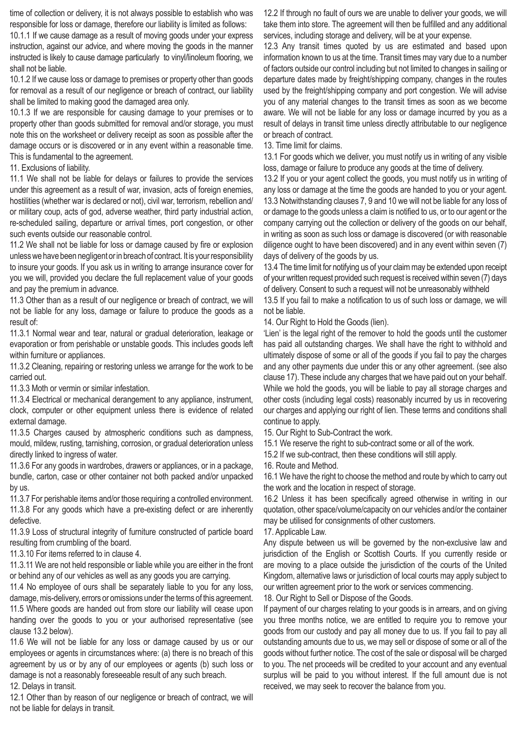time of collection or delivery, it is not always possible to establish who was responsible for loss or damage, therefore our liability is limited as follows:

10.1.1 If we cause damage as a result of moving goods under your express instruction, against our advice, and where moving the goods in the manner instructed is likely to cause damage particularly to vinyl/linoleum flooring, we shall not be liable.

10.1.2 If we cause loss or damage to premises or property other than goods for removal as a result of our negligence or breach of contract, our liability shall be limited to making good the damaged area only.

10.1.3 If we are responsible for causing damage to your premises or to property other than goods submitted for removal and/or storage, you must note this on the worksheet or delivery receipt as soon as possible after the damage occurs or is discovered or in any event within a reasonable time. This is fundamental to the agreement.

11. Exclusions of liability.

11.1 We shall not be liable for delays or failures to provide the services under this agreement as a result of war, invasion, acts of foreign enemies, hostilities (whether war is declared or not), civil war, terrorism, rebellion and/or military coup, acts of god, adverse weather, third party industrial action, re-scheduled sailing, departure or arrival times, port congestion, or other such events outside our reasonable control.

11.2 We shall not be liable for loss or damage caused by fire or explosion unless we have been negligent or in breach of contract. It is your responsibility to insure your goods. If you ask us in writing to arrange insurance cover for you we will, provided you declare the full replacement value of your goods and pay the premium in advance.

11.3 Other than as a result of our negligence or breach of contract, we will not be liable for any loss, damage or failure to produce the goods as a result of:

11.3.1 Normal wear and tear, natural or gradual deterioration, leakage or evaporation or from perishable or unstable goods. This includes goods left within furniture or appliances.

11.3.2 Cleaning, repairing or restoring unless we arrange for the work to be carried out.

11.3.3 Moth or vermin or similar infestation.

11.3.4 Electrical or mechanical derangement to any appliance, instrument, clock, computer or other equipment unless there is evidence of related external damage.

11.3.5 Charges caused by atmospheric conditions such as dampness, mould, mildew, rusting, tarnishing, corrosion, or gradual deterioration unless directly linked to ingress of water.

11.3.6 For any goods in wardrobes, drawers or appliances, or in a package, bundle, carton, case or other container not both packed and/or unpacked by us.

11.3.7 For perishable items and/or those requiring a controlled environment.

11.3.8 For any goods which have a pre-existing defect or are inherently defective.

11.3.9 Loss of structural integrity of furniture constructed of particle board resulting from crumbling of the board.

11.3.10 For items referred to in clause 4.

11.3.11 We are not held responsible or liable while you are either in the front or behind any of our vehicles as well as any goods you are carrying.

11.4 No employee of ours shall be separately liable to you for any loss, damage, mis-delivery, errors or omissions under the terms of this agreement.

11.5 Where goods are handed out from store our liability will cease upon handing over the goods to you or your authorised representative (see clause 13.2 below).

11.6 We will not be liable for any loss or damage caused by us or our employees or agents in circumstances where: (a) there is no breach of this agreement by us or by any of our employees or agents (b) such loss or damage is not a reasonably foreseeable result of any such breach.

12. Delays in transit.

12.1 Other than by reason of our negligence or breach of contract, we will not be liable for delays in transit.

12.2 If through no fault of ours we are unable to deliver your goods, we will take them into store. The agreement will then be fulfilled and any additional services, including storage and delivery, will be at your expense.

12.3 Any transit times quoted by us are estimated and based upon information known to us at the time. Transit times may vary due to a number of factors outside our control including but not limited to changes in sailing or departure dates made by freight/shipping company, changes in the routes used by the freight/shipping company and port congestion. We will advise you of any material changes to the transit times as soon as we become aware. We will not be liable for any loss or damage incurred by you as a result of delays in transit time unless directly attributable to our negligence or breach of contract.

13. Time limit for claims.

13.1 For goods which we deliver, you must notify us in writing of any visible loss, damage or failure to produce any goods at the time of delivery.

13.2 If you or your agent collect the goods, you must notify us in writing of any loss or damage at the time the goods are handed to you or your agent.

13.3 Notwithstanding clauses 7, 9 and 10 we will not be liable for any loss of or damage to the goods unless a claim is notified to us, or to our agent or the company carrying out the collection or delivery of the goods on our behalf, in writing as soon as such loss or damage is discovered (or with reasonable diligence ought to have been discovered) and in any event within seven (7) days of delivery of the goods by us.

13.4 The time limit for notifying us of your claim may be extended upon receipt of your written request provided such request is received within seven (7) days of delivery. Consent to such a request will not be unreasonably withheld

13.5 If you fail to make a notification to us of such loss or damage, we will not be liable.

14. Our Right to Hold the Goods (lien).

'Lien' is the legal right of the remover to hold the goods until the customer has paid all outstanding charges. We shall have the right to withhold and ultimately dispose of some or all of the goods if you fail to pay the charges and any other payments due under this or any other agreement. (see also clause 17). These include any charges that we have paid out on your behalf. While we hold the goods, you will be liable to pay all storage charges and other costs (including legal costs) reasonably incurred by us in recovering our charges and applying our right of lien. These terms and conditions shall continue to apply.

15. Our Right to Sub-Contract the work.

15.1 We reserve the right to sub-contract some or all of the work.

15.2 If we sub-contract, then these conditions will still apply.

16. Route and Method.

16.1 We have the right to choose the method and route by which to carry out the work and the location in respect of storage.

16.2 Unless it has been specifically agreed otherwise in writing in our quotation, other space/volume/capacity on our vehicles and/or the container may be utilised for consignments of other customers.

17. Applicable Law.

Any dispute between us will be governed by the non-exclusive law and jurisdiction of the English or Scottish Courts. If you currently reside or are moving to a place outside the jurisdiction of the courts of the United Kingdom, alternative laws or jurisdiction of local courts may apply subject to our written agreement prior to the work or services commencing.

18. Our Right to Sell or Dispose of the Goods.

If payment of our charges relating to your goods is in arrears, and on giving you three months notice, we are entitled to require you to remove your goods from our custody and pay all money due to us. If you fail to pay all outstanding amounts due to us, we may sell or dispose of some or all of the goods without further notice. The cost of the sale or disposal will be charged to you. The net proceeds will be credited to your account and any eventual surplus will be paid to you without interest. If the full amount due is not received, we may seek to recover the balance from you.